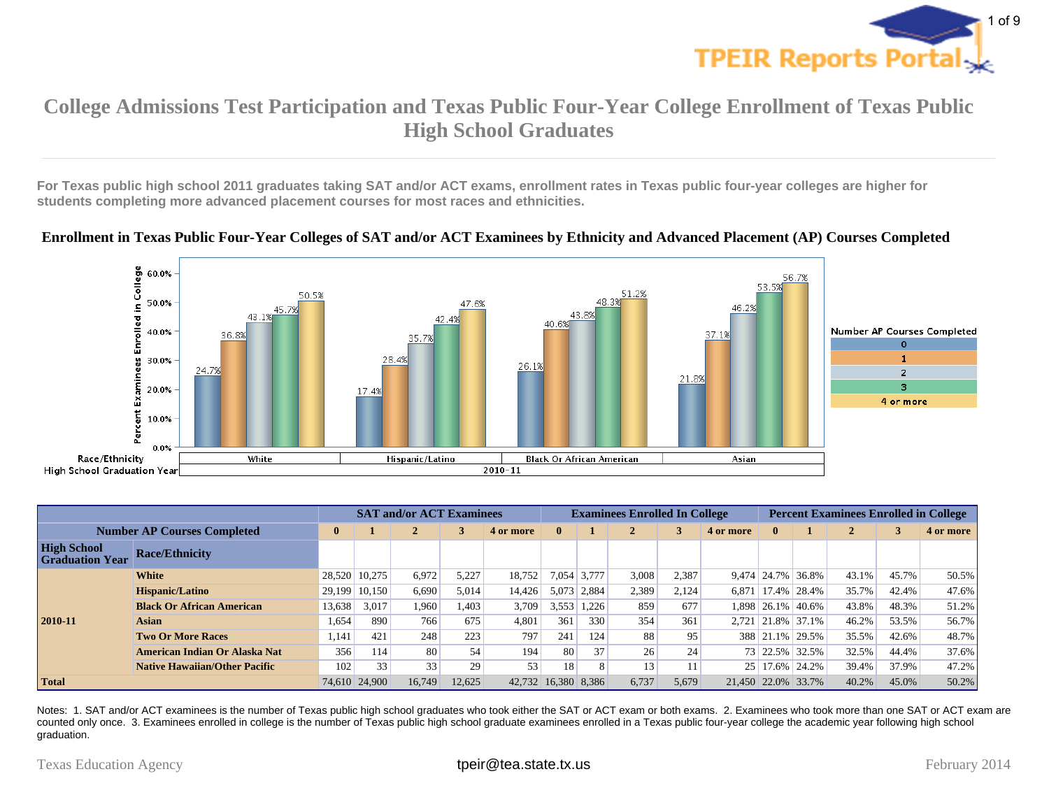# College Admissions Test Participation and Texas Public Four-Year College Enrollment of Texas Public High School Graduates

**For Texas public high school 2011 graduates taking SAT and/or ACT exams, enrollment rates in Texas public four-year colleges are higher for students completing more advanced placement courses for most races and ethnicities.**

## Enrollment in Texas Public Four-Year Colleges of SAT and/or ACT Examinees by Ethnicity and Advanced Placement (AP) Courses Completed

| | | SAT and/or ACT Examinees | | | | | Examinees Enrolled In College | | | | | Percent Examinees Enrolled in College | | | | |
|---|---|---|---|---|---|---|---|---|---|---|---|---|---|---|---|---|
| Number AP Courses Completed | | 0 | 1 | 2 | 3 | 4 or more | 0 | 1 | 2 | 3 | 4 or more | 0 | 1 | 2 | 3 | 4 or more |
| **High School Graduation Year** | **Race/Ethnicity** | | | | | | | | | | | | | | | |
| 2010-11 | White | 28,520 | 10,275 | 6,972 | 5,227 | 18,752 | 7,054 | 3,777 | 3,008 | 2,387 | 9,474 | 24.7% | 36.8% | 43.1% | 45.7% | 50.5% |
| | Hispanic/Latino | 29,199 | 10,150 | 6,690 | 5,014 | 14,426 | 5,073 | 2,884 | 2,389 | 2,124 | 6,871 | 17.4% | 28.4% | 35.7% | 42.4% | 47.6% |
| | Black Or African American | 13,638 | 3,017 | 1,960 | 1,403 | 3,709 | 3,553 | 1,226 | 859 | 677 | 1,898 | 26.1% | 40.6% | 43.8% | 48.3% | 51.2% |
| | Asian | 1,654 | 890 | 766 | 675 | 4,801 | 361 | 330 | 354 | 361 | 2,721 | 21.8% | 37.1% | 46.2% | 53.5% | 56.7% |
| | Two Or More Races | 1,141 | 421 | 248 | 223 | 797 | 241 | 124 | 88 | 95 | 388 | 21.1% | 29.5% | 35.5% | 42.6% | 48.7% |
| | American Indian Or Alaska Nat | 356 | 114 | 80 | 54 | 194 | 80 | 37 | 26 | 24 | 73 | 22.5% | 32.5% | 32.5% | 44.4% | 37.6% |
| | Native Hawaiian/Other Pacific | 102 | 33 | 33 | 29 | 53 | 18 | 8 | 13 | 11 | 25 | 17.6% | 24.2% | 39.4% | 37.9% | 47.2% |
| **Total** | | 74,610 | 24,900 | 16,749 | 12,625 | 42,732 | 16,380 | 8,386 | 6,737 | 5,679 | 21,450 | 22.0% | 33.7% | 40.2% | 45.0% | 50.2% |

Notes: 1. SAT and/or ACT examinees is the number of Texas public high school graduates who took either the SAT or ACT exam or both exams. 2. Examinees who took more than one SAT or ACT exam are counted only once. 3. Examinees enrolled in college is the number of Texas public high school graduate examinees enrolled in a Texas public four-year college the academic year following high school graduation.

Texas Education Agency | tpeir@tea.state.tx.us | February 2014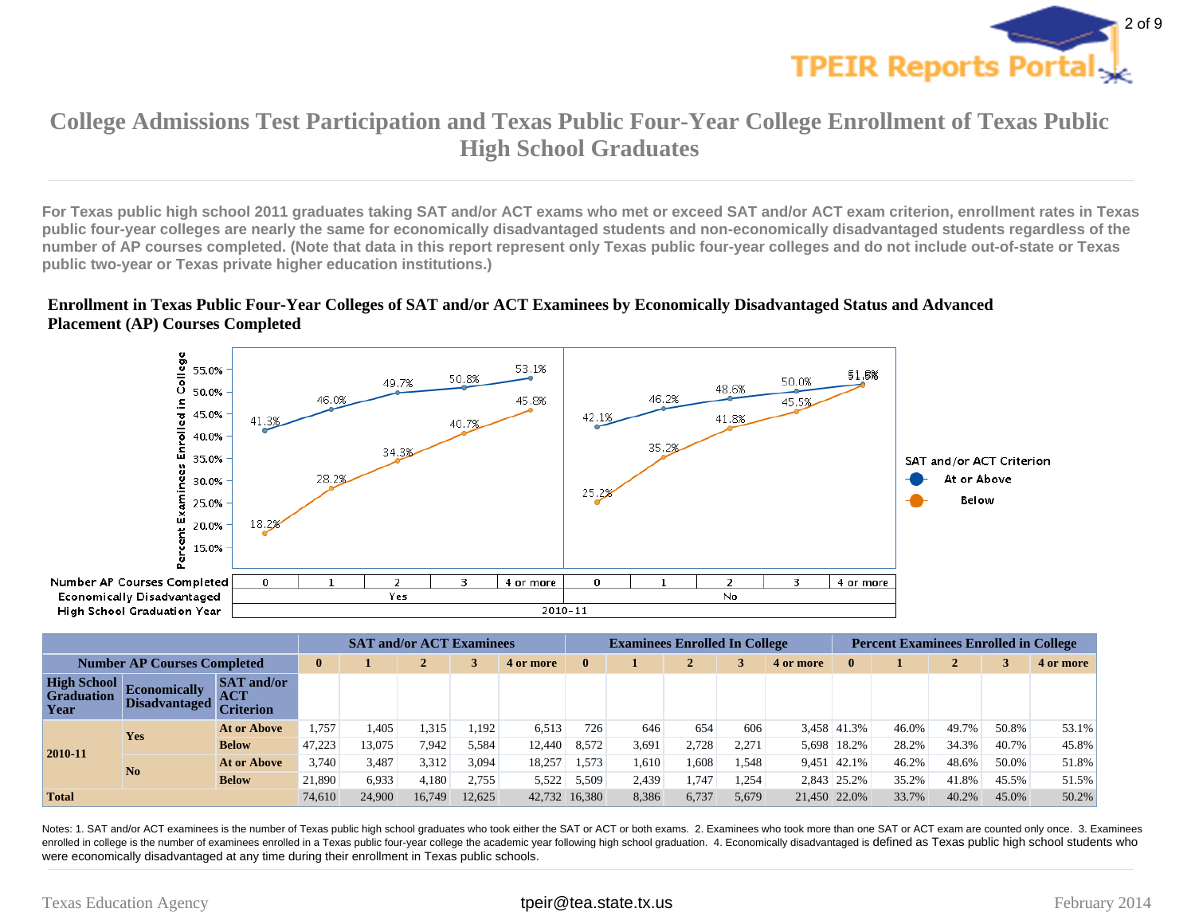# College Admissions Test Participation and Texas Public Four-Year College Enrollment of Texas Public High School Graduates

**For Texas public high school 2011 graduates taking SAT and/or ACT exams who met or exceed SAT and/or ACT exam criterion, enrollment rates in Texas public four-year colleges are nearly the same for economically disadvantaged students and non-economically disadvantaged students regardless of the number of AP courses completed. (Note that data in this report represent only Texas public four-year colleges and do not include out-of-state or Texas public two-year or Texas private higher education institutions.)**

## Enrollment in Texas Public Four-Year Colleges of SAT and/or ACT Examinees by Economically Disadvantaged Status and Advanced Placement (AP) Courses Completed

| High School Graduation Year | Economically Disadvantaged | SAT and/or ACT Criterion | SAT and/or ACT Examinees: 0 | 1 | 2 | 3 | 4 or more | Examinees Enrolled In College: 0 | 1 | 2 | 3 | 4 or more | Percent Examinees Enrolled in College: 0 | 1 | 2 | 3 | 4 or more |
|---|---|---|---|---|---|---|---|---|---|---|---|---|---|---|---|---|---|
| 2010-11 | Yes | At or Above | 1,757 | 1,405 | 1,315 | 1,192 | 6,513 | 726 | 646 | 654 | 606 | 3,458 | 41.3% | 46.0% | 49.7% | 50.8% | 53.1% |
| | | Below | 47,223 | 13,075 | 7,942 | 5,584 | 12,440 | 8,572 | 3,691 | 2,728 | 2,271 | 5,698 | 18.2% | 28.2% | 34.3% | 40.7% | 45.8% |
| | No | At or Above | 3,740 | 3,487 | 3,312 | 3,094 | 18,257 | 1,573 | 1,610 | 1,608 | 1,548 | 9,451 | 42.1% | 46.2% | 48.6% | 50.0% | 51.8% |
| | | Below | 21,890 | 6,933 | 4,180 | 2,755 | 5,522 | 5,509 | 2,439 | 1,747 | 1,254 | 2,843 | 25.2% | 35.2% | 41.8% | 45.5% | 51.5% |
| Total | | | 74,610 | 24,900 | 16,749 | 12,625 | 42,732 | 16,380 | 8,386 | 6,737 | 5,679 | 21,450 | 22.0% | 33.7% | 40.2% | 45.0% | 50.2% |

Notes: 1. SAT and/or ACT examinees is the number of Texas public high school graduates who took either the SAT or ACT or both exams. 2. Examinees who took more than one SAT or ACT exam are counted only once. 3. Examinees enrolled in college is the number of examinees enrolled in a Texas public four-year college the academic year following high school graduation. 4. Economically disadvantaged is defined as Texas public high school students who were economically disadvantaged at any time during their enrollment in Texas public schools.

Texas Education Agency | tpeir@tea.state.tx.us | February 2014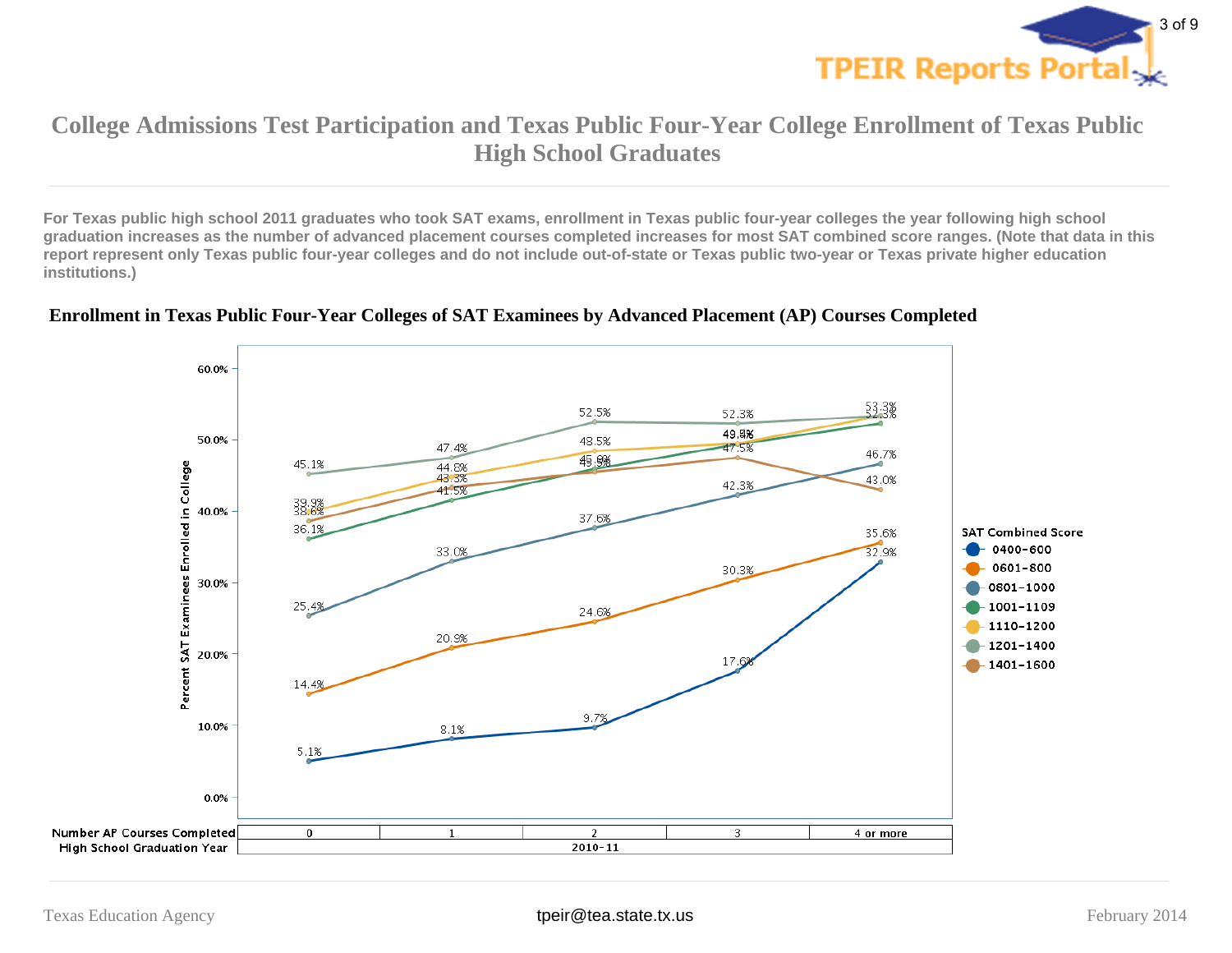# College Admissions Test Participation and Texas Public Four-Year College Enrollment of Texas Public High School Graduates

**For Texas public high school 2011 graduates who took SAT exams, enrollment in Texas public four-year colleges the year following high school graduation increases as the number of advanced placement courses completed increases for most SAT combined score ranges. (Note that data in this report represent only Texas public four-year colleges and do not include out-of-state or Texas public two-year or Texas private higher education institutions.)**

## Enrollment in Texas Public Four-Year Colleges of SAT Examinees by Advanced Placement (AP) Courses Completed

Percent SAT Examinees Enrolled in College

| SAT Combined Score | 0 | 1 | 2 | 3 | 4 or more |
|---|---|---|---|---|---|
| 0400-600 | 5.1% | 8.1% | 9.7% | 17.6% | 32.9% |
| 0601-800 | 14.4% | 20.9% | 24.6% | 30.3% | 35.6% |
| 0801-1000 | 25.4% | 33.0% | 37.6% | 42.3% | 46.7% |
| 1001-1109 | 36.1% | 41.5% | 45.9% | 49.4% | 52.3% |
| 1110-1200 | 39.9% | 44.8% | 48.5% | 49.5% | 53.3% |
| 1201-1400 | 45.1% | 47.4% | 52.5% | 52.3% | 53.3% |
| 1401-1600 | 38.6% | 43.3% | 45.5% | 47.5% | 43.0% |

Number AP Courses Completed: 0, 1, 2, 3, 4 or more
High School Graduation Year: 2010-11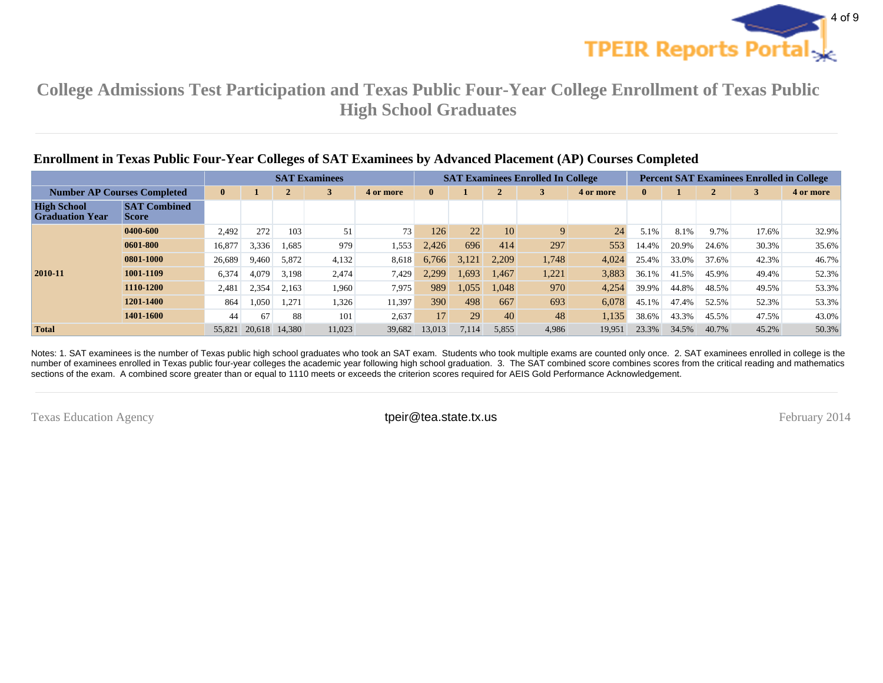# College Admissions Test Participation and Texas Public Four-Year College Enrollment of Texas Public High School Graduates

## Enrollment in Texas Public Four-Year Colleges of SAT Examinees by Advanced Placement (AP) Courses Completed

| | | SAT Examinees | | | | | SAT Examinees Enrolled In College | | | | | Percent SAT Examinees Enrolled in College | | | | |
|---|---|---|---|---|---|---|---|---|---|---|---|---|---|---|---|---|
| **Number AP Courses Completed** | | **0** | **1** | **2** | **3** | **4 or more** | **0** | **1** | **2** | **3** | **4 or more** | **0** | **1** | **2** | **3** | **4 or more** |
| **High School Graduation Year** | **SAT Combined Score** | | | | | | | | | | | | | | | |
| **2010-11** | **0400-600** | 2,492 | 272 | 103 | 51 | 73 | 126 | 22 | 10 | 9 | 24 | 5.1% | 8.1% | 9.7% | 17.6% | 32.9% |
| | **0601-800** | 16,877 | 3,336 | 1,685 | 979 | 1,553 | 2,426 | 696 | 414 | 297 | 553 | 14.4% | 20.9% | 24.6% | 30.3% | 35.6% |
| | **0801-1000** | 26,689 | 9,460 | 5,872 | 4,132 | 8,618 | 6,766 | 3,121 | 2,209 | 1,748 | 4,024 | 25.4% | 33.0% | 37.6% | 42.3% | 46.7% |
| | **1001-1109** | 6,374 | 4,079 | 3,198 | 2,474 | 7,429 | 2,299 | 1,693 | 1,467 | 1,221 | 3,883 | 36.1% | 41.5% | 45.9% | 49.4% | 52.3% |
| | **1110-1200** | 2,481 | 2,354 | 2,163 | 1,960 | 7,975 | 989 | 1,055 | 1,048 | 970 | 4,254 | 39.9% | 44.8% | 48.5% | 49.5% | 53.3% |
| | **1201-1400** | 864 | 1,050 | 1,271 | 1,326 | 11,397 | 390 | 498 | 667 | 693 | 6,078 | 45.1% | 47.4% | 52.5% | 52.3% | 53.3% |
| | **1401-1600** | 44 | 67 | 88 | 101 | 2,637 | 17 | 29 | 40 | 48 | 1,135 | 38.6% | 43.3% | 45.5% | 47.5% | 43.0% |
| **Total** | | 55,821 | 20,618 | 14,380 | 11,023 | 39,682 | 13,013 | 7,114 | 5,855 | 4,986 | 19,951 | 23.3% | 34.5% | 40.7% | 45.2% | 50.3% |

Notes: 1. SAT examinees is the number of Texas public high school graduates who took an SAT exam. Students who took multiple exams are counted only once. 2. SAT examinees enrolled in college is the number of examinees enrolled in Texas public four-year colleges the academic year following high school graduation. 3. The SAT combined score combines scores from the critical reading and mathematics sections of the exam. A combined score greater than or equal to 1110 meets or exceeds the criterion scores required for AEIS Gold Performance Acknowledgement.

Texas Education Agency | tpeir@tea.state.tx.us | February 2014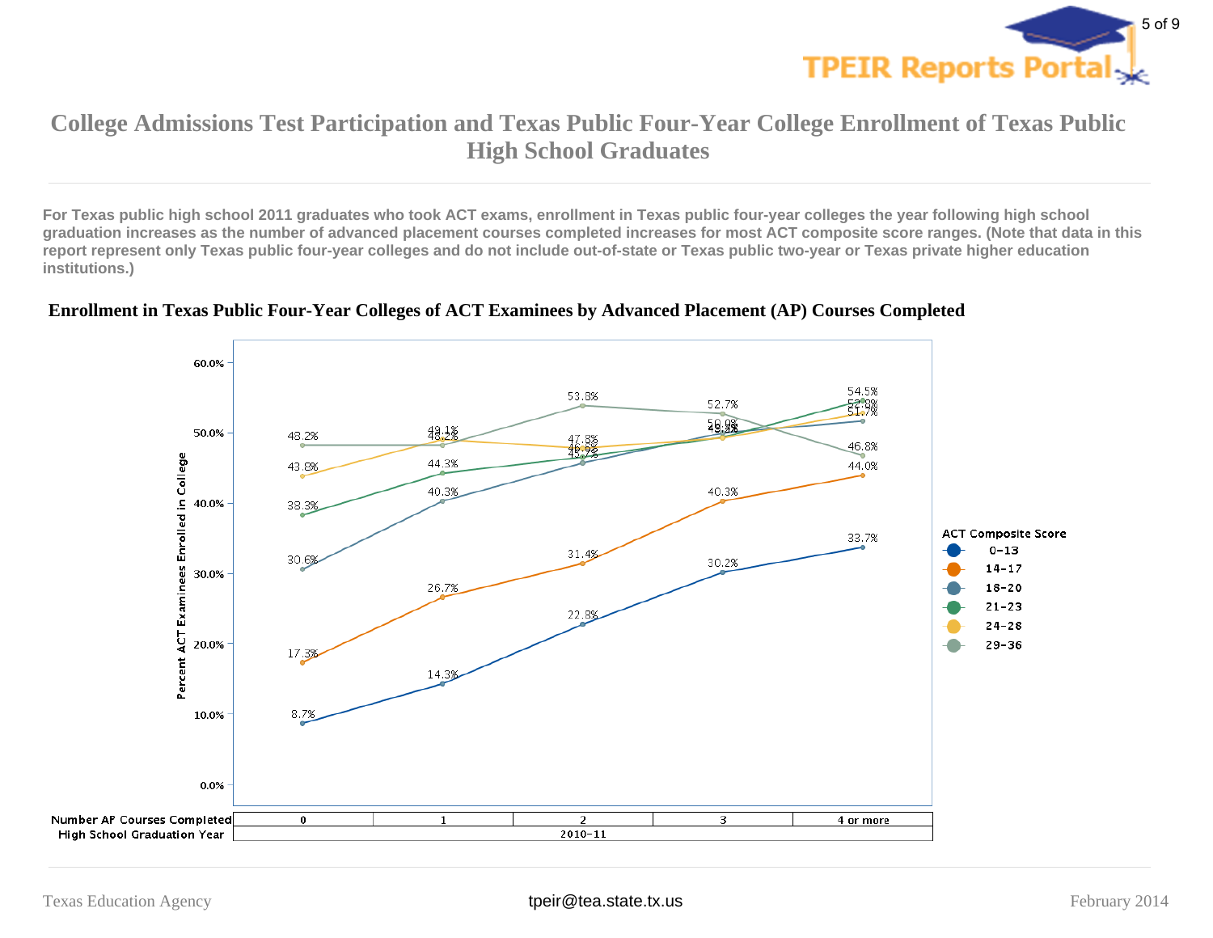# College Admissions Test Participation and Texas Public Four-Year College Enrollment of Texas Public High School Graduates

**For Texas public high school 2011 graduates who took ACT exams, enrollment in Texas public four-year colleges the year following high school graduation increases as the number of advanced placement courses completed increases for most ACT composite score ranges. (Note that data in this report represent only Texas public four-year colleges and do not include out-of-state or Texas public two-year or Texas private higher education institutions.)**

## Enrollment in Texas Public Four-Year Colleges of ACT Examinees by Advanced Placement (AP) Courses Completed

Percent ACT Examinees Enrolled in College

High School Graduation Year: 2010-11

| ACT Composite Score | 0 | 1 | 2 | 3 | 4 or more |
|---|---|---|---|---|---|
| 0-13 | 8.7% | 14.3% | 22.8% | 30.2% | 33.7% |
| 14-17 | 17.3% | 26.7% | 31.4% | 40.3% | 44.0% |
| 18-20 | 30.6% | 40.3% | 45.7% | 50.0% | 51.7% |
| 21-23 | 38.3% | 44.3% | 46.7% | 49.4% | 54.5% |
| 24-28 | 43.8% | 49.1% | 47.8% | 49.3% | 52.8% |
| 29-36 | 48.2% | 48.2% | 53.8% | 52.7% | 46.8% |

Number AP Courses Completed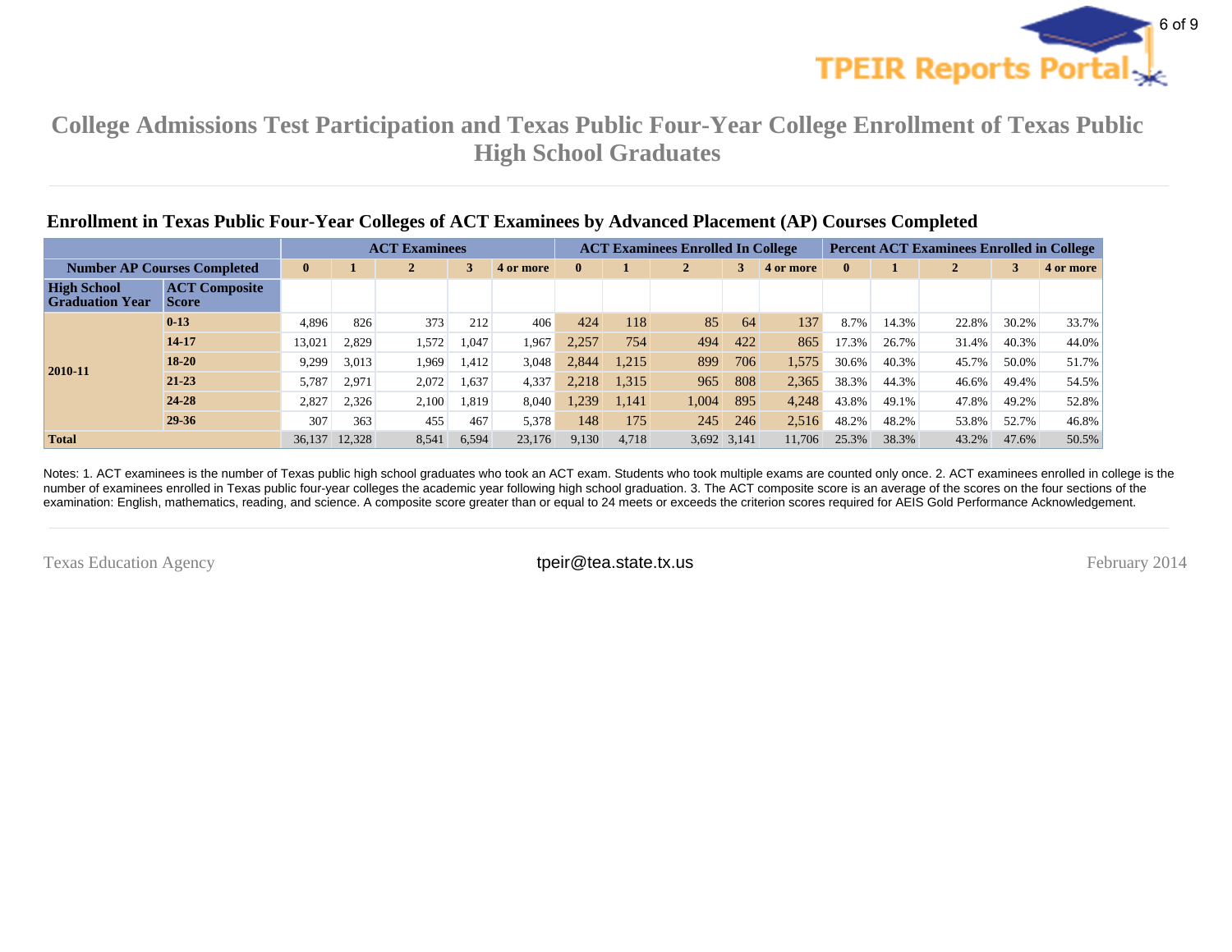# College Admissions Test Participation and Texas Public Four-Year College Enrollment of Texas Public High School Graduates

## Enrollment in Texas Public Four-Year Colleges of ACT Examinees by Advanced Placement (AP) Courses Completed

| | | ACT Examinees | | | | | ACT Examinees Enrolled In College | | | | | Percent ACT Examinees Enrolled in College | | | | |
|---|---|---|---|---|---|---|---|---|---|---|---|---|---|---|---|---|
| **Number AP Courses Completed** | | **0** | **1** | **2** | **3** | **4 or more** | **0** | **1** | **2** | **3** | **4 or more** | **0** | **1** | **2** | **3** | **4 or more** |
| **High School Graduation Year** | **ACT Composite Score** | | | | | | | | | | | | | | | |
| **2010-11** | **0-13** | 4,896 | 826 | 373 | 212 | 406 | 424 | 118 | 85 | 64 | 137 | 8.7% | 14.3% | 22.8% | 30.2% | 33.7% |
| | **14-17** | 13,021 | 2,829 | 1,572 | 1,047 | 1,967 | 2,257 | 754 | 494 | 422 | 865 | 17.3% | 26.7% | 31.4% | 40.3% | 44.0% |
| | **18-20** | 9,299 | 3,013 | 1,969 | 1,412 | 3,048 | 2,844 | 1,215 | 899 | 706 | 1,575 | 30.6% | 40.3% | 45.7% | 50.0% | 51.7% |
| | **21-23** | 5,787 | 2,971 | 2,072 | 1,637 | 4,337 | 2,218 | 1,315 | 965 | 808 | 2,365 | 38.3% | 44.3% | 46.6% | 49.4% | 54.5% |
| | **24-28** | 2,827 | 2,326 | 2,100 | 1,819 | 8,040 | 1,239 | 1,141 | 1,004 | 895 | 4,248 | 43.8% | 49.1% | 47.8% | 49.2% | 52.8% |
| | **29-36** | 307 | 363 | 455 | 467 | 5,378 | 148 | 175 | 245 | 246 | 2,516 | 48.2% | 48.2% | 53.8% | 52.7% | 46.8% |
| **Total** | | 36,137 | 12,328 | 8,541 | 6,594 | 23,176 | 9,130 | 4,718 | 3,692 | 3,141 | 11,706 | 25.3% | 38.3% | 43.2% | 47.6% | 50.5% |

Notes: 1. ACT examinees is the number of Texas public high school graduates who took an ACT exam. Students who took multiple exams are counted only once. 2. ACT examinees enrolled in college is the number of examinees enrolled in Texas public four-year colleges the academic year following high school graduation. 3. The ACT composite score is an average of the scores on the four sections of the examination: English, mathematics, reading, and science. A composite score greater than or equal to 24 meets or exceeds the criterion scores required for AEIS Gold Performance Acknowledgement.

Texas Education Agency tpeir@tea.state.tx.us February 2014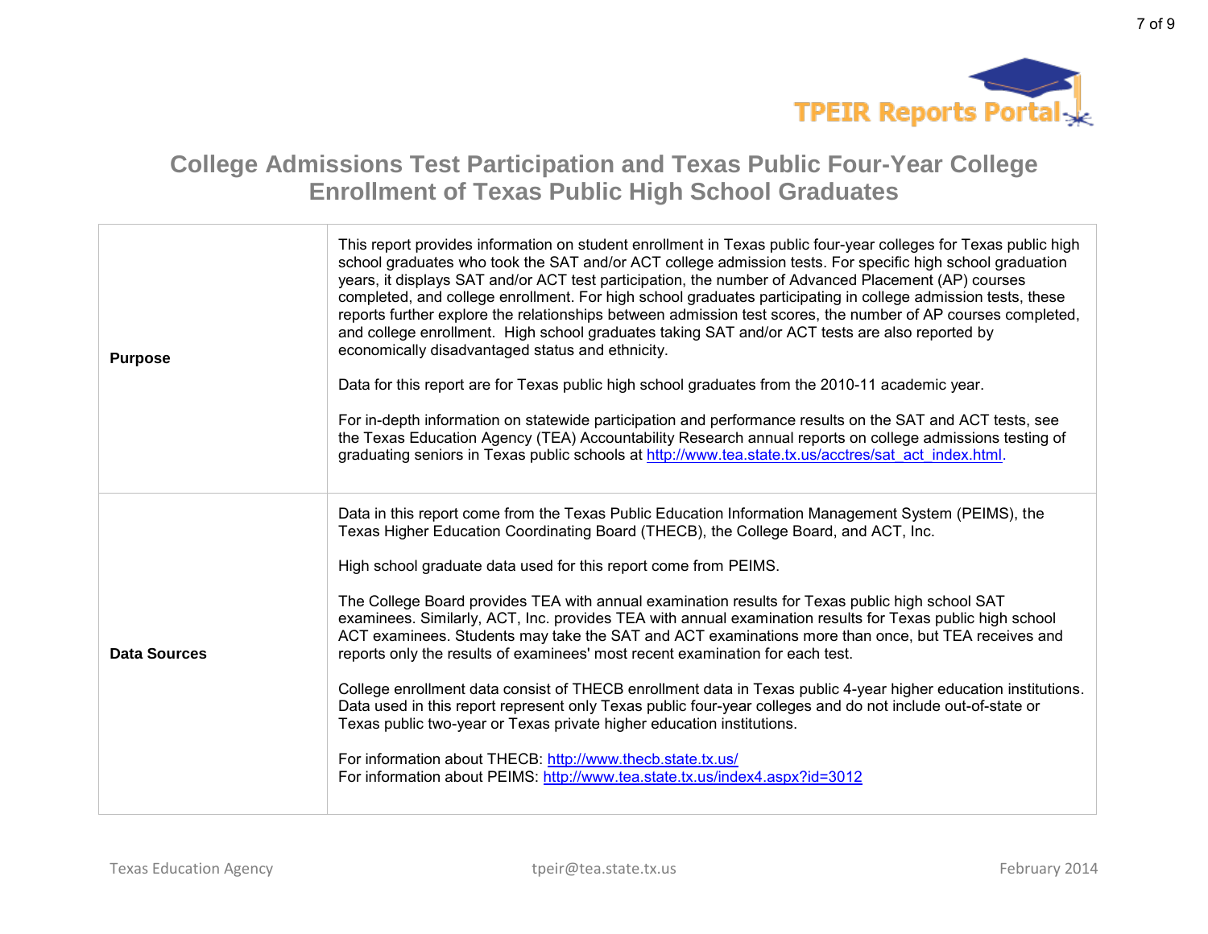# College Admissions Test Participation and Texas Public Four-Year College Enrollment of Texas Public High School Graduates

| | |
|---|---|
| **Purpose** | This report provides information on student enrollment in Texas public four-year colleges for Texas public high school graduates who took the SAT and/or ACT college admission tests. For specific high school graduation years, it displays SAT and/or ACT test participation, the number of Advanced Placement (AP) courses completed, and college enrollment. For high school graduates participating in college admission tests, these reports further explore the relationships between admission test scores, the number of AP courses completed, and college enrollment. High school graduates taking SAT and/or ACT tests are also reported by economically disadvantaged status and ethnicity.<br><br>Data for this report are for Texas public high school graduates from the 2010-11 academic year.<br><br>For in-depth information on statewide participation and performance results on the SAT and ACT tests, see the Texas Education Agency (TEA) Accountability Research annual reports on college admissions testing of graduating seniors in Texas public schools at http://www.tea.state.tx.us/acctres/sat_act_index.html. |
| **Data Sources** | Data in this report come from the Texas Public Education Information Management System (PEIMS), the Texas Higher Education Coordinating Board (THECB), the College Board, and ACT, Inc.<br><br>High school graduate data used for this report come from PEIMS.<br><br>The College Board provides TEA with annual examination results for Texas public high school SAT examinees. Similarly, ACT, Inc. provides TEA with annual examination results for Texas public high school ACT examinees. Students may take the SAT and ACT examinations more than once, but TEA receives and reports only the results of examinees' most recent examination for each test.<br><br>College enrollment data consist of THECB enrollment data in Texas public 4-year higher education institutions. Data used in this report represent only Texas public four-year colleges and do not include out-of-state or Texas public two-year or Texas private higher education institutions.<br><br>For information about THECB: http://www.thecb.state.tx.us/<br>For information about PEIMS: http://www.tea.state.tx.us/index4.aspx?id=3012 |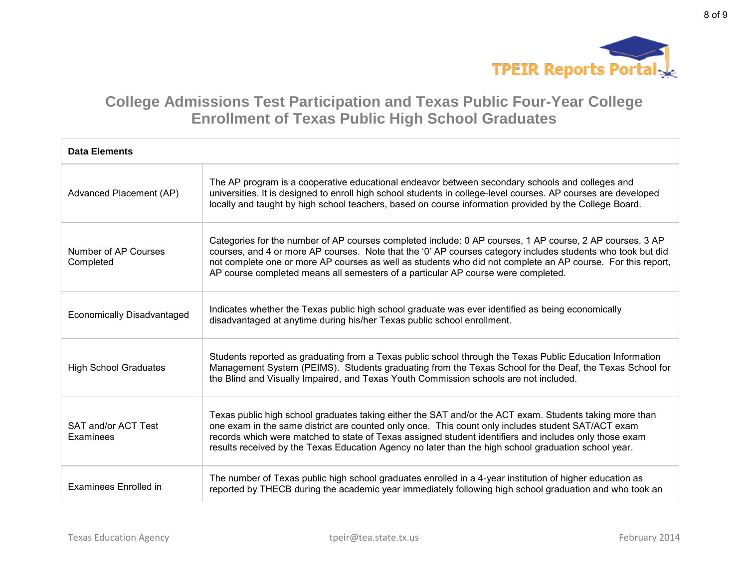# College Admissions Test Participation and Texas Public Four-Year College Enrollment of Texas Public High School Graduates

| Data Elements | |
|---|---|
| Advanced Placement (AP) | The AP program is a cooperative educational endeavor between secondary schools and colleges and universities. It is designed to enroll high school students in college-level courses. AP courses are developed locally and taught by high school teachers, based on course information provided by the College Board. |
| Number of AP Courses Completed | Categories for the number of AP courses completed include: 0 AP courses, 1 AP course, 2 AP courses, 3 AP courses, and 4 or more AP courses. Note that the '0' AP courses category includes students who took but did not complete one or more AP courses as well as students who did not complete an AP course. For this report, AP course completed means all semesters of a particular AP course were completed. |
| Economically Disadvantaged | Indicates whether the Texas public high school graduate was ever identified as being economically disadvantaged at anytime during his/her Texas public school enrollment. |
| High School Graduates | Students reported as graduating from a Texas public school through the Texas Public Education Information Management System (PEIMS). Students graduating from the Texas School for the Deaf, the Texas School for the Blind and Visually Impaired, and Texas Youth Commission schools are not included. |
| SAT and/or ACT Test Examinees | Texas public high school graduates taking either the SAT and/or the ACT exam. Students taking more than one exam in the same district are counted only once. This count only includes student SAT/ACT exam records which were matched to state of Texas assigned student identifiers and includes only those exam results received by the Texas Education Agency no later than the high school graduation school year. |
| Examinees Enrolled in | The number of Texas public high school graduates enrolled in a 4-year institution of higher education as reported by THECB during the academic year immediately following high school graduation and who took an |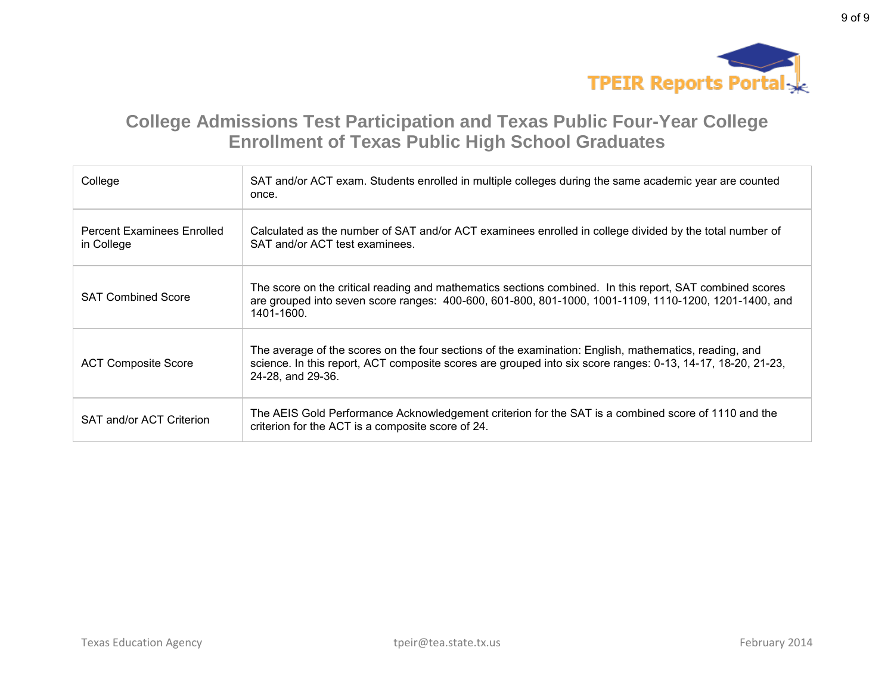# College Admissions Test Participation and Texas Public Four-Year College Enrollment of Texas Public High School Graduates

| | |
|---|---|
| College | SAT and/or ACT exam. Students enrolled in multiple colleges during the same academic year are counted once. |
| Percent Examinees Enrolled in College | Calculated as the number of SAT and/or ACT examinees enrolled in college divided by the total number of SAT and/or ACT test examinees. |
| SAT Combined Score | The score on the critical reading and mathematics sections combined. In this report, SAT combined scores are grouped into seven score ranges: 400-600, 601-800, 801-1000, 1001-1109, 1110-1200, 1201-1400, and 1401-1600. |
| ACT Composite Score | The average of the scores on the four sections of the examination: English, mathematics, reading, and science. In this report, ACT composite scores are grouped into six score ranges: 0-13, 14-17, 18-20, 21-23, 24-28, and 29-36. |
| SAT and/or ACT Criterion | The AEIS Gold Performance Acknowledgement criterion for the SAT is a combined score of 1110 and the criterion for the ACT is a composite score of 24. |